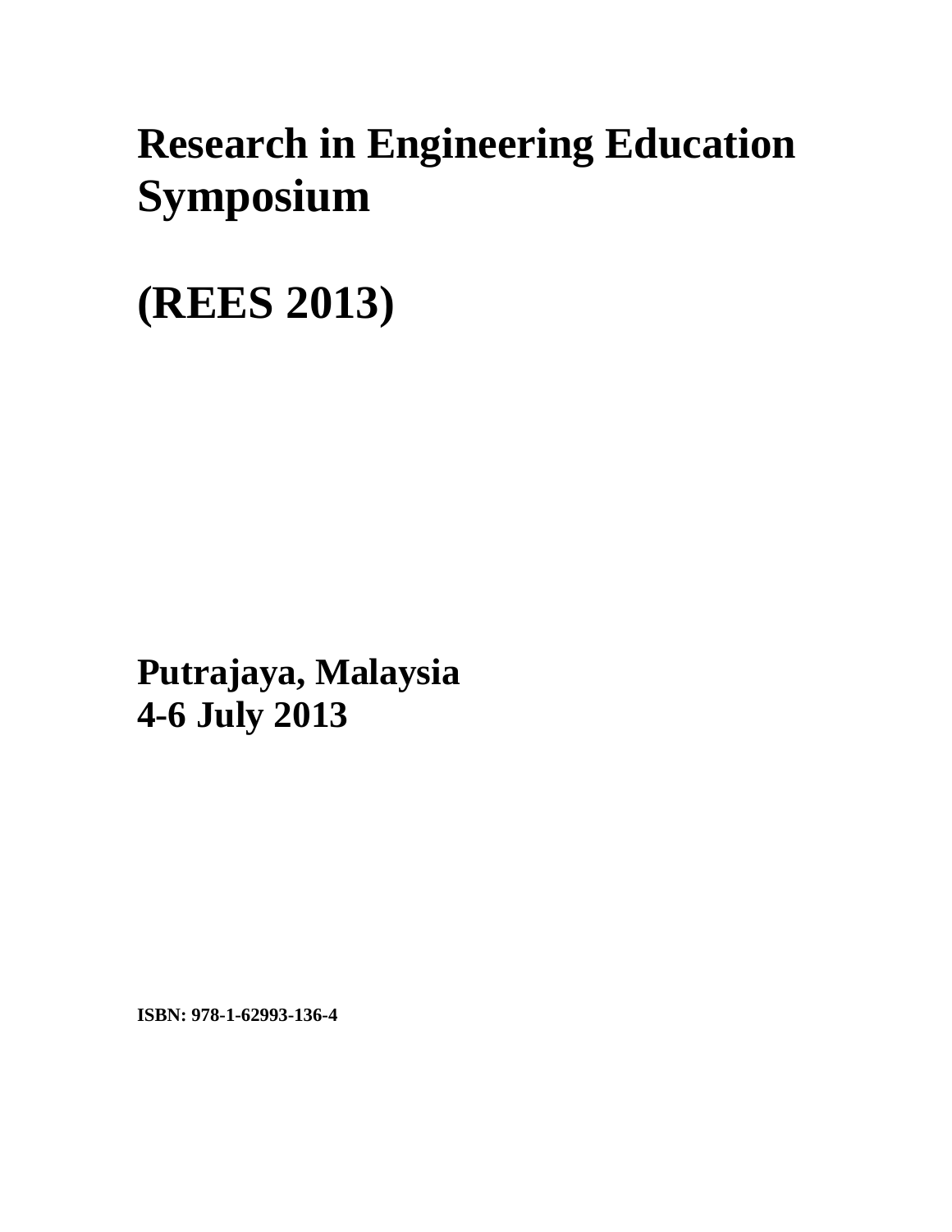# Research in Engineering Education Symposium

# (REES 2013)

**Putrajaya, Malaysia**
**4-6 July 2013**

**ISBN: 978-1-62993-136-4**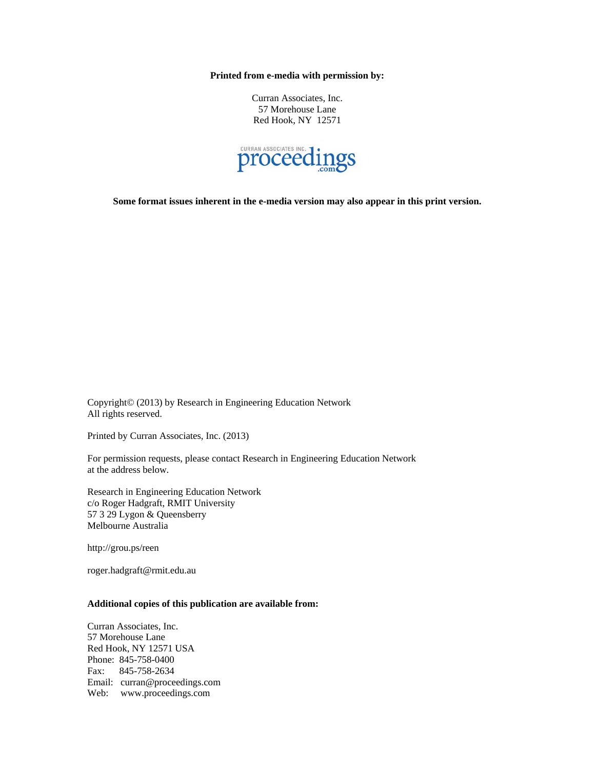**Printed from e-media with permission by:**

Curran Associates, Inc.
57 Morehouse Lane
Red Hook, NY 12571

CURRAN ASSOCIATES INC. proceedings.com

**Some format issues inherent in the e-media version may also appear in this print version.**

Copyright© (2013) by Research in Engineering Education Network
All rights reserved.

Printed by Curran Associates, Inc. (2013)

For permission requests, please contact Research in Engineering Education Network
at the address below.

Research in Engineering Education Network
c/o Roger Hadgraft, RMIT University
57 3 29 Lygon & Queensberry
Melbourne Australia

http://grou.ps/reen

roger.hadgraft@rmit.edu.au

**Additional copies of this publication are available from:**

Curran Associates, Inc.
57 Morehouse Lane
Red Hook, NY 12571 USA
Phone: 845-758-0400
Fax: 845-758-2634
Email: curran@proceedings.com
Web: www.proceedings.com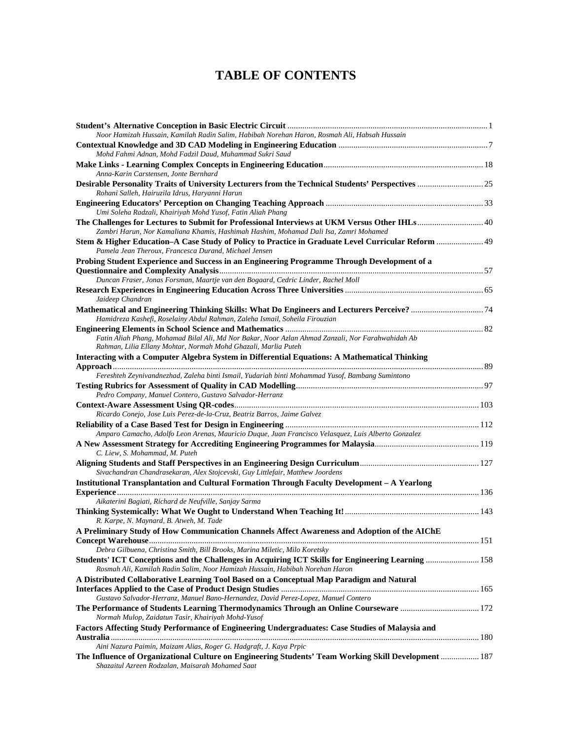# TABLE OF CONTENTS

**Student's Alternative Conception in Basic Electric Circuit** ........ 1
*Noor Hamizah Hussain, Kamilah Radin Salim, Habibah Norehan Haron, Rosmah Ali, Habsah Hussain*

**Contextual Knowledge and 3D CAD Modeling in Engineering Education** ........ 7
*Mohd Fahmi Adnan, Mohd Fadzil Daud, Muhammad Sukri Saud*

**Make Links - Learning Complex Concepts in Engineering Education** ........ 18
*Anna-Karin Carstensen, Jonte Bernhard*

**Desirable Personality Traits of University Lecturers from the Technical Students' Perspectives** ........ 25
*Rohani Salleh, Hairuzila Idrus, Haryanni Harun*

**Engineering Educators' Perception on Changing Teaching Approach** ........ 33
*Umi Soleha Radzali, Khairiyah Mohd Yusof, Fatin Aliah Phang*

**The Challenges for Lectures to Submit for Professional Interviews at UKM Versus Other IHLs** ........ 40
*Zambri Harun, Nor Kamaliana Khamis, Hashimah Hashim, Mohamad Dali Isa, Zamri Mohamed*

**Stem & Higher Education–A Case Study of Policy to Practice in Graduate Level Curricular Reform** ........ 49
*Pamela Jean Theroux, Francesca Durand, Michael Jensen*

**Probing Student Experience and Success in an Engineering Programme Through Development of a Questionnaire and Complexity Analysis** ........ 57
*Duncan Fraser, Jonas Forsman, Maartje van den Bogaard, Cedric Linder, Rachel Moll*

**Research Experiences in Engineering Education Across Three Universities** ........ 65
*Jaideep Chandran*

**Mathematical and Engineering Thinking Skills: What Do Engineers and Lecturers Perceive?** ........ 74
*Hamidreza Kashefi, Roselainy Abdul Rahman, Zaleha Ismail, Soheila Firouzian*

**Engineering Elements in School Science and Mathematics** ........ 82
*Fatin Aliah Phang, Mohamad Bilal Ali, Md Nor Bakar, Noor Azlan Ahmad Zanzali, Nor Farahwahidah Ab Rahman, Lilia Ellany Mohtar, Normah Mohd Ghazali, Marlia Puteh*

**Interacting with a Computer Algebra System in Differential Equations: A Mathematical Thinking Approach** ........ 89
*Fereshteh Zeynivandnezhad, Zaleha binti Ismail, Yudariah binti Mohammad Yusof, Bambang Sumintono*

**Testing Rubrics for Assessment of Quality in CAD Modelling** ........ 97
*Pedro Company, Manuel Contero, Gustavo Salvador-Herranz*

**Context-Aware Assessment Using QR-codes** ........ 103
*Ricardo Conejo, Jose Luis Perez-de-la-Cruz, Beatriz Barros, Jaime Galvez*

**Reliability of a Case Based Test for Design in Engineering** ........ 112
*Amparo Camacho, Adolfo Leon Arenas, Mauricio Duque, Juan Francisco Velasquez, Luis Alberto Gonzalez*

**A New Assessment Strategy for Accrediting Engineering Programmes for Malaysia** ........ 119
*C. Liew, S. Mohammad, M. Puteh*

**Aligning Students and Staff Perspectives in an Engineering Design Curriculum** ........ 127
*Sivachandran Chandrasekaran, Alex Stojcevski, Guy Littlefair, Matthew Joordens*

**Institutional Transplantation and Cultural Formation Through Faculty Development – A Yearlong Experience** ........ 136
*Aikaterini Bagiati, Richard de Neufville, Sanjay Sarma*

**Thinking Systemically: What We Ought to Understand When Teaching It!** ........ 143
*R. Karpe, N. Maynard, B. Atweh, M. Tade*

**A Preliminary Study of How Communication Channels Affect Awareness and Adoption of the AIChE Concept Warehouse** ........ 151
*Debra Gilbuena, Christina Smith, Bill Brooks, Marina Miletic, Milo Koretsky*

**Students' ICT Conceptions and the Challenges in Acquiring ICT Skills for Engineering Learning** ........ 158
*Rosmah Ali, Kamilah Radin Salim, Noor Hamizah Hussain, Habibah Norehan Haron*

**A Distributed Collaborative Learning Tool Based on a Conceptual Map Paradigm and Natural Interfaces Applied to the Case of Product Design Studies** ........ 165
*Gustavo Salvador-Herranz, Manuel Bano-Hernandez, David Perez-Lopez, Manuel Contero*

**The Performance of Students Learning Thermodynamics Through an Online Courseware** ........ 172
*Normah Mulop, Zaidatun Tasir, Khairiyah Mohd-Yusof*

**Factors Affecting Study Performance of Engineering Undergraduates: Case Studies of Malaysia and Australia** ........ 180
*Aini Nazura Paimin, Maizam Alias, Roger G. Hadgraft, J. Kaya Prpic*

**The Influence of Organizational Culture on Engineering Students' Team Working Skill Development** ........ 187
*Shazaitul Azreen Rodzalan, Maisarah Mohamed Saat*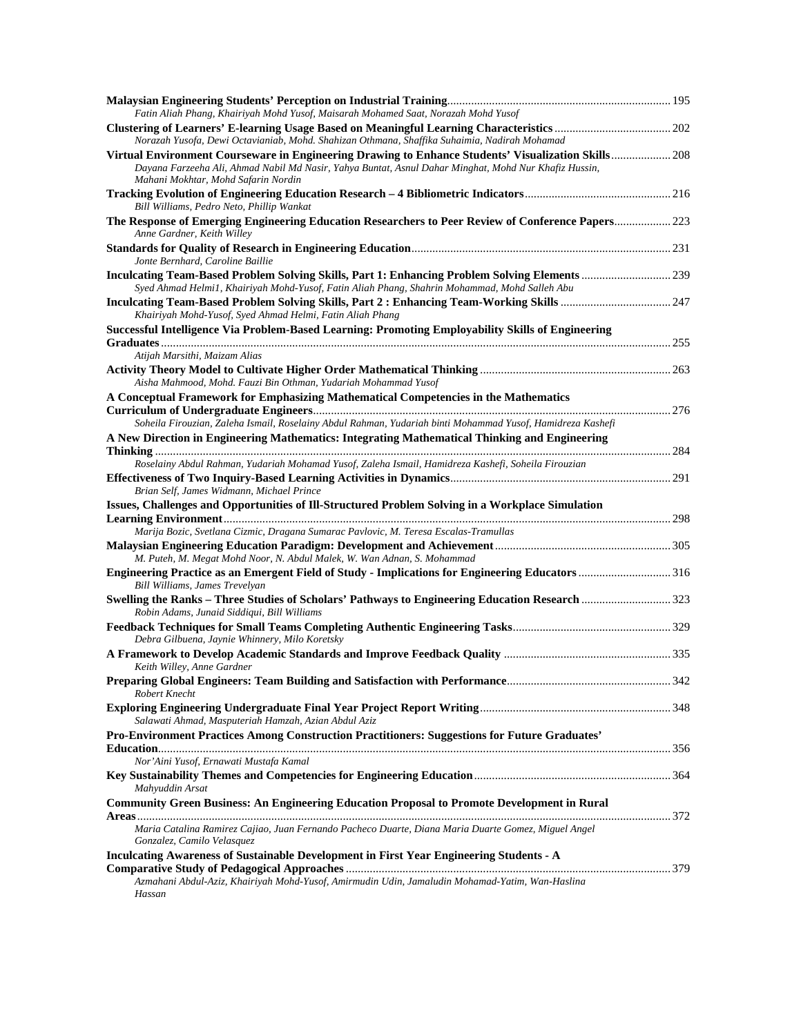**Malaysian Engineering Students' Perception on Industrial Training** .......... 195
*Fatin Aliah Phang, Khairiyah Mohd Yusof, Maisarah Mohamed Saat, Norazah Mohd Yusof*

**Clustering of Learners' E-learning Usage Based on Meaningful Learning Characteristics** .......... 202
*Norazah Yusofa, Dewi Octavianiab, Mohd. Shahizan Othmana, Shaffika Suhaimia, Nadirah Mohamad*

**Virtual Environment Courseware in Engineering Drawing to Enhance Students' Visualization Skills** .......... 208
*Dayana Farzeeha Ali, Ahmad Nabil Md Nasir, Yahya Buntat, Asnul Dahar Minghat, Mohd Nur Khafiz Hussin, Mahani Mokhtar, Mohd Safarin Nordin*

**Tracking Evolution of Engineering Education Research – 4 Bibliometric Indicators** .......... 216
*Bill Williams, Pedro Neto, Phillip Wankat*

**The Response of Emerging Engineering Education Researchers to Peer Review of Conference Papers** .......... 223
*Anne Gardner, Keith Willey*

**Standards for Quality of Research in Engineering Education** .......... 231
*Jonte Bernhard, Caroline Baillie*

**Inculcating Team-Based Problem Solving Skills, Part 1: Enhancing Problem Solving Elements** .......... 239
*Syed Ahmad Helmi1, Khairiyah Mohd-Yusof, Fatin Aliah Phang, Shahrin Mohammad, Mohd Salleh Abu*

**Inculcating Team-Based Problem Solving Skills, Part 2 : Enhancing Team-Working Skills** .......... 247
*Khairiyah Mohd-Yusof, Syed Ahmad Helmi, Fatin Aliah Phang*

**Successful Intelligence Via Problem-Based Learning: Promoting Employability Skills of Engineering Graduates** .......... 255
*Atijah Marsithi, Maizam Alias*

**Activity Theory Model to Cultivate Higher Order Mathematical Thinking** .......... 263
*Aisha Mahmood, Mohd. Fauzi Bin Othman, Yudariah Mohammad Yusof*

**A Conceptual Framework for Emphasizing Mathematical Competencies in the Mathematics Curriculum of Undergraduate Engineers** .......... 276
*Soheila Firouzian, Zaleha Ismail, Roselainy Abdul Rahman, Yudariah binti Mohammad Yusof, Hamidreza Kashefi*

**A New Direction in Engineering Mathematics: Integrating Mathematical Thinking and Engineering Thinking** .......... 284
*Roselainy Abdul Rahman, Yudariah Mohamad Yusof, Zaleha Ismail, Hamidreza Kashefi, Soheila Firouzian*

**Effectiveness of Two Inquiry-Based Learning Activities in Dynamics** .......... 291
*Brian Self, James Widmann, Michael Prince*

**Issues, Challenges and Opportunities of Ill-Structured Problem Solving in a Workplace Simulation Learning Environment** .......... 298
*Marija Bozic, Svetlana Cizmic, Dragana Sumarac Pavlovic, M. Teresa Escalas-Tramullas*

**Malaysian Engineering Education Paradigm: Development and Achievement** .......... 305
*M. Puteh, M. Megat Mohd Noor, N. Abdul Malek, W. Wan Adnan, S. Mohammad*

**Engineering Practice as an Emergent Field of Study - Implications for Engineering Educators** .......... 316
*Bill Williams, James Trevelyan*

**Swelling the Ranks – Three Studies of Scholars' Pathways to Engineering Education Research** .......... 323
*Robin Adams, Junaid Siddiqui, Bill Williams*

**Feedback Techniques for Small Teams Completing Authentic Engineering Tasks** .......... 329
*Debra Gilbuena, Jaynie Whinnery, Milo Koretsky*

**A Framework to Develop Academic Standards and Improve Feedback Quality** .......... 335
*Keith Willey, Anne Gardner*

**Preparing Global Engineers: Team Building and Satisfaction with Performance** .......... 342
*Robert Knecht*

**Exploring Engineering Undergraduate Final Year Project Report Writing** .......... 348
*Salawati Ahmad, Masputeriah Hamzah, Azian Abdul Aziz*

**Pro-Environment Practices Among Construction Practitioners: Suggestions for Future Graduates' Education** .......... 356
*Nor'Aini Yusof, Ernawati Mustafa Kamal*

**Key Sustainability Themes and Competencies for Engineering Education** .......... 364
*Mahyuddin Arsat*

**Community Green Business: An Engineering Education Proposal to Promote Development in Rural Areas** .......... 372
*Maria Catalina Ramirez Cajiao, Juan Fernando Pacheco Duarte, Diana Maria Duarte Gomez, Miguel Angel Gonzalez, Camilo Velasquez*

**Inculcating Awareness of Sustainable Development in First Year Engineering Students - A Comparative Study of Pedagogical Approaches** .......... 379
*Azmahani Abdul-Aziz, Khairiyah Mohd-Yusof, Amirmudin Udin, Jamaludin Mohamad-Yatim, Wan-Haslina Hassan*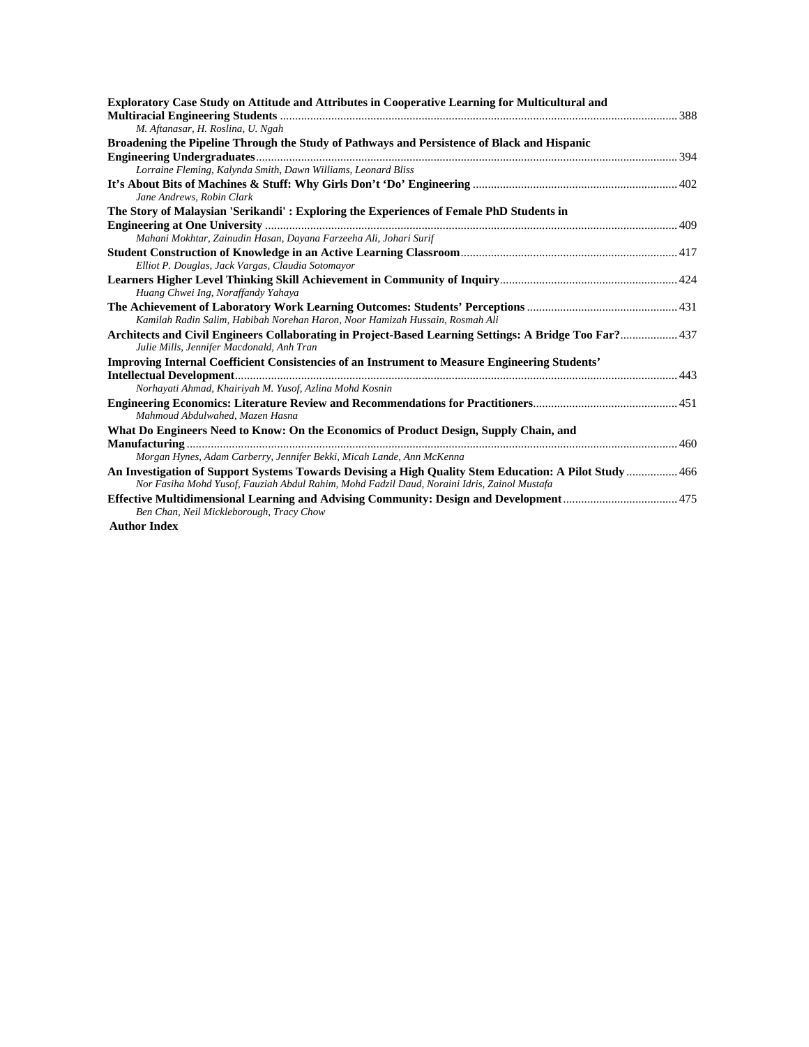**Exploratory Case Study on Attitude and Attributes in Cooperative Learning for Multicultural and Multiracial Engineering Students** ........ 388
*M. Aftanasar, H. Roslina, U. Ngah*

**Broadening the Pipeline Through the Study of Pathways and Persistence of Black and Hispanic Engineering Undergraduates** ........ 394
*Lorraine Fleming, Kalynda Smith, Dawn Williams, Leonard Bliss*

**It's About Bits of Machines & Stuff: Why Girls Don't 'Do' Engineering** ........ 402
*Jane Andrews, Robin Clark*

**The Story of Malaysian 'Serikandi' : Exploring the Experiences of Female PhD Students in Engineering at One University** ........ 409
*Mahani Mokhtar, Zainudin Hasan, Dayana Farzeeha Ali, Johari Surif*

**Student Construction of Knowledge in an Active Learning Classroom** ........ 417
*Elliot P. Douglas, Jack Vargas, Claudia Sotomayor*

**Learners Higher Level Thinking Skill Achievement in Community of Inquiry** ........ 424
*Huang Chwei Ing, Noraffandy Yahaya*

**The Achievement of Laboratory Work Learning Outcomes: Students' Perceptions** ........ 431
*Kamilah Radin Salim, Habibah Norehan Haron, Noor Hamizah Hussain, Rosmah Ali*

**Architects and Civil Engineers Collaborating in Project-Based Learning Settings: A Bridge Too Far?** ........ 437
*Julie Mills, Jennifer Macdonald, Anh Tran*

**Improving Internal Coefficient Consistencies of an Instrument to Measure Engineering Students' Intellectual Development** ........ 443
*Norhayati Ahmad, Khairiyah M. Yusof, Azlina Mohd Kosnin*

**Engineering Economics: Literature Review and Recommendations for Practitioners** ........ 451
*Mahmoud Abdulwahed, Mazen Hasna*

**What Do Engineers Need to Know: On the Economics of Product Design, Supply Chain, and Manufacturing** ........ 460
*Morgan Hynes, Adam Carberry, Jennifer Bekki, Micah Lande, Ann McKenna*

**An Investigation of Support Systems Towards Devising a High Quality Stem Education: A Pilot Study** ........ 466
*Nor Fasiha Mohd Yusof, Fauziah Abdul Rahim, Mohd Fadzil Daud, Noraini Idris, Zainol Mustafa*

**Effective Multidimensional Learning and Advising Community: Design and Development** ........ 475
*Ben Chan, Neil Mickleborough, Tracy Chow*

**Author Index**